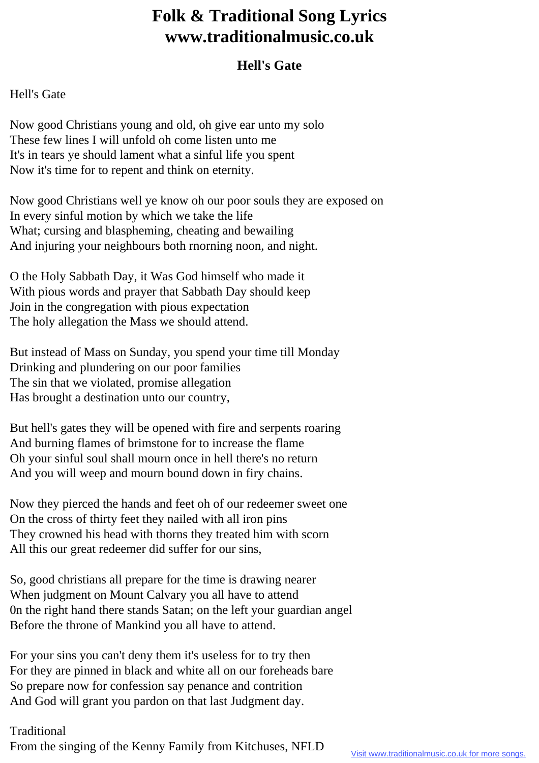# Folk & Traditional Song Lyrics www.traditionalmusic.co.uk

## Hell's Gate

Hell's Gate

Now good Christians young and old, oh give ear unto my solo
These few lines I will unfold oh come listen unto me
It's in tears ye should lament what a sinful life you spent
Now it's time for to repent and think on eternity.

Now good Christians well ye know oh our poor souls they are exposed on
In every sinful motion by which we take the life
What; cursing and blaspheming, cheating and bewailing
And injuring your neighbours both rnorning noon, and night.

O the Holy Sabbath Day, it Was God himself who made it
With pious words and prayer that Sabbath Day should keep
Join in the congregation with pious expectation
The holy allegation the Mass we should attend.

But instead of Mass on Sunday, you spend your time till Monday
Drinking and plundering on our poor families
The sin that we violated, promise allegation
Has brought a destination unto our country,

But hell's gates they will be opened with fire and serpents roaring
And burning flames of brimstone for to increase the flame
Oh your sinful soul shall mourn once in hell there's no return
And you will weep and mourn bound down in firy chains.

Now they pierced the hands and feet oh of our redeemer sweet one
On the cross of thirty feet they nailed with all iron pins
They crowned his head with thorns they treated him with scorn
All this our great redeemer did suffer for our sins,

So, good christians all prepare for the time is drawing nearer
When judgment on Mount Calvary you all have to attend
0n the right hand there stands Satan; on the left your guardian angel
Before the throne of Mankind you all have to attend.

For your sins you can't deny them it's useless for to try then
For they are pinned in black and white all on our foreheads bare
So prepare now for confession say penance and contrition
And God will grant you pardon on that last Judgment day.

Traditional
From the singing of the Kenny Family from Kitchuses, NFLD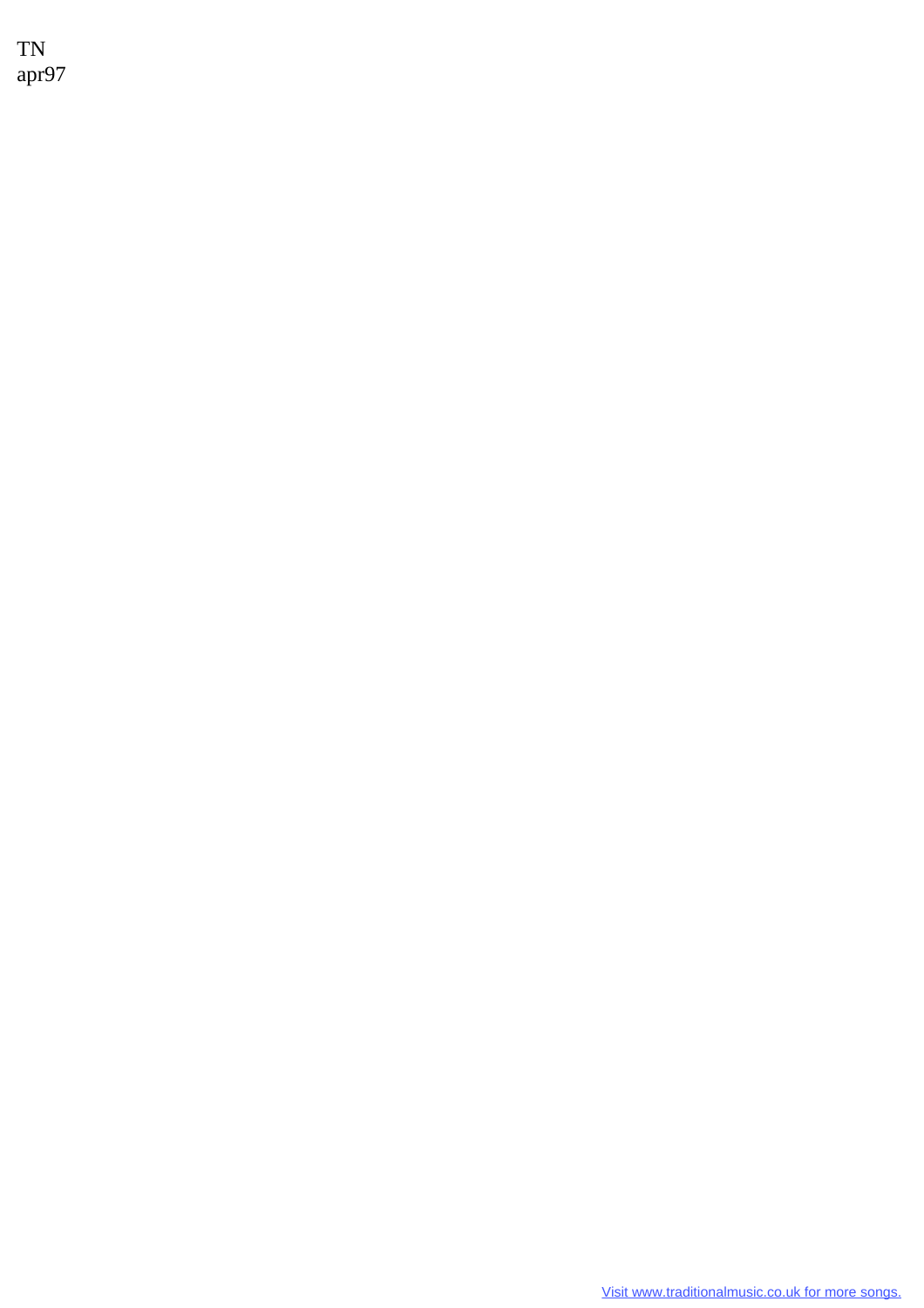TN
apr97

[Visit www.traditionalmusic.co.uk for more songs.](http://www.traditionalmusic.co.uk)